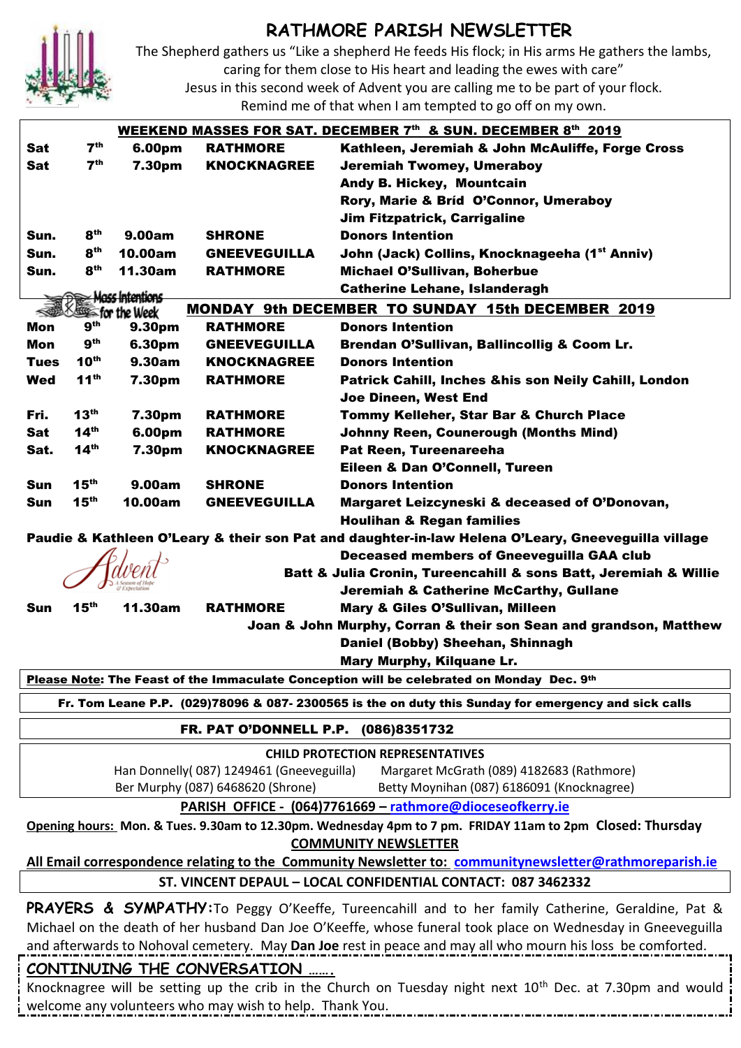# RATHMORE PARISH NEWSLETTER

The Shepherd gathers us "Like a shepherd He feeds His flock; in His arms He gathers the lambs, caring for them close to His heart and leading the ewes with care"
Jesus in this second week of Advent you are calling me to be part of your flock.
Remind me of that when I am tempted to go off on my own.

**WEEKEND MASSES FOR SAT. DECEMBER 7th & SUN. DECEMBER 8th 2019**

| | | | | |
|---|---|---|---|---|
| Sat | 7th | 6.00pm | RATHMORE | Kathleen, Jeremiah & John McAuliffe, Forge Cross |
| Sat | 7th | 7.30pm | KNOCKNAGREE | Jeremiah Twomey, Umeraboy |
| | | | | Andy B. Hickey, Mountcain |
| | | | | Rory, Marie & Bríd O'Connor, Umeraboy |
| | | | | Jim Fitzpatrick, Carrigaline |
| Sun. | 8th | 9.00am | SHRONE | Donors Intention |
| Sun. | 8th | 10.00am | GNEEVEGUILLA | John (Jack) Collins, Knocknageeha (1st Anniv) |
| Sun. | 8th | 11.30am | RATHMORE | Michael O'Sullivan, Boherbue |
| | | | | Catherine Lehane, Islanderagh |

**Mass Intentions for the Week — MONDAY 9th DECEMBER TO SUNDAY 15th DECEMBER 2019**

| | | | | |
|---|---|---|---|---|
| Mon | 9th | 9.30pm | RATHMORE | Donors Intention |
| Mon | 9th | 6.30pm | GNEEVEGUILLA | Brendan O'Sullivan, Ballincollig & Coom Lr. |
| Tues | 10th | 9.30am | KNOCKNAGREE | Donors Intention |
| Wed | 11th | 7.30pm | RATHMORE | Patrick Cahill, Inches &his son Neily Cahill, London |
| | | | | Joe Dineen, West End |
| Fri. | 13th | 7.30pm | RATHMORE | Tommy Kelleher, Star Bar & Church Place |
| Sat | 14th | 6.00pm | RATHMORE | Johnny Reen, Counerough (Months Mind) |
| Sat. | 14th | 7.30pm | KNOCKNAGREE | Pat Reen, Tureenareeha |
| | | | | Eileen & Dan O'Connell, Tureen |
| Sun | 15th | 9.00am | SHRONE | Donors Intention |
| Sun | 15th | 10.00am | GNEEVEGUILLA | Margaret Leizcyneski & deceased of O'Donovan, Houlihan & Regan families |
| | | | | Paudie & Kathleen O'Leary & their son Pat and daughter-in-law Helena O'Leary, Gneeveguilla village |
| | | | | Deceased members of Gneeveguilla GAA club |
| | | | | Batt & Julia Cronin, Tureencahill & sons Batt, Jeremiah & Willie |
| | | | | Jeremiah & Catherine McCarthy, Gullane |
| Sun | 15th | 11.30am | RATHMORE | Mary & Giles O'Sullivan, Milleen |
| | | | | Joan & John Murphy, Corran & their son Sean and grandson, Matthew |
| | | | | Daniel (Bobby) Sheehan, Shinnagh |
| | | | | Mary Murphy, Kilquane Lr. |

**Please Note: The Feast of the Immaculate Conception will be celebrated on Monday Dec. 9th**

**Fr. Tom Leane P.P. (029)78096 & 087- 2300565 is the on duty this Sunday for emergency and sick calls**

**FR. PAT O'DONNELL P.P. (086)8351732**

**CHILD PROTECTION REPRESENTATIVES**

Han Donnelly( 087) 1249461 (Gneeveguilla) Margaret McGrath (089) 4182683 (Rathmore)
Ber Murphy (087) 6468620 (Shrone) Betty Moynihan (087) 6186091 (Knocknagree)

**PARISH OFFICE - (064)7761669 – rathmore@dioceseofkerry.ie**

**Opening hours:** Mon. & Tues. 9.30am to 12.30pm. Wednesday 4pm to 7 pm. FRIDAY 11am to 2pm **Closed: Thursday**

**COMMUNITY NEWSLETTER**

**All Email correspondence relating to the Community Newsletter to: communitynewsletter@rathmoreparish.ie**

**ST. VINCENT DEPAUL – LOCAL CONFIDENTIAL CONTACT: 087 3462332**

**PRAYERS & SYMPATHY:** To Peggy O'Keeffe, Tureencahill and to her family Catherine, Geraldine, Pat & Michael on the death of her husband Dan Joe O'Keeffe, whose funeral took place on Wednesday in Gneeveguilla and afterwards to Nohoval cemetery. May **Dan Joe** rest in peace and may all who mourn his loss be comforted.

**CONTINUING THE CONVERSATION …….**

Knocknagree will be setting up the crib in the Church on Tuesday night next 10th Dec. at 7.30pm and would welcome any volunteers who may wish to help. Thank You.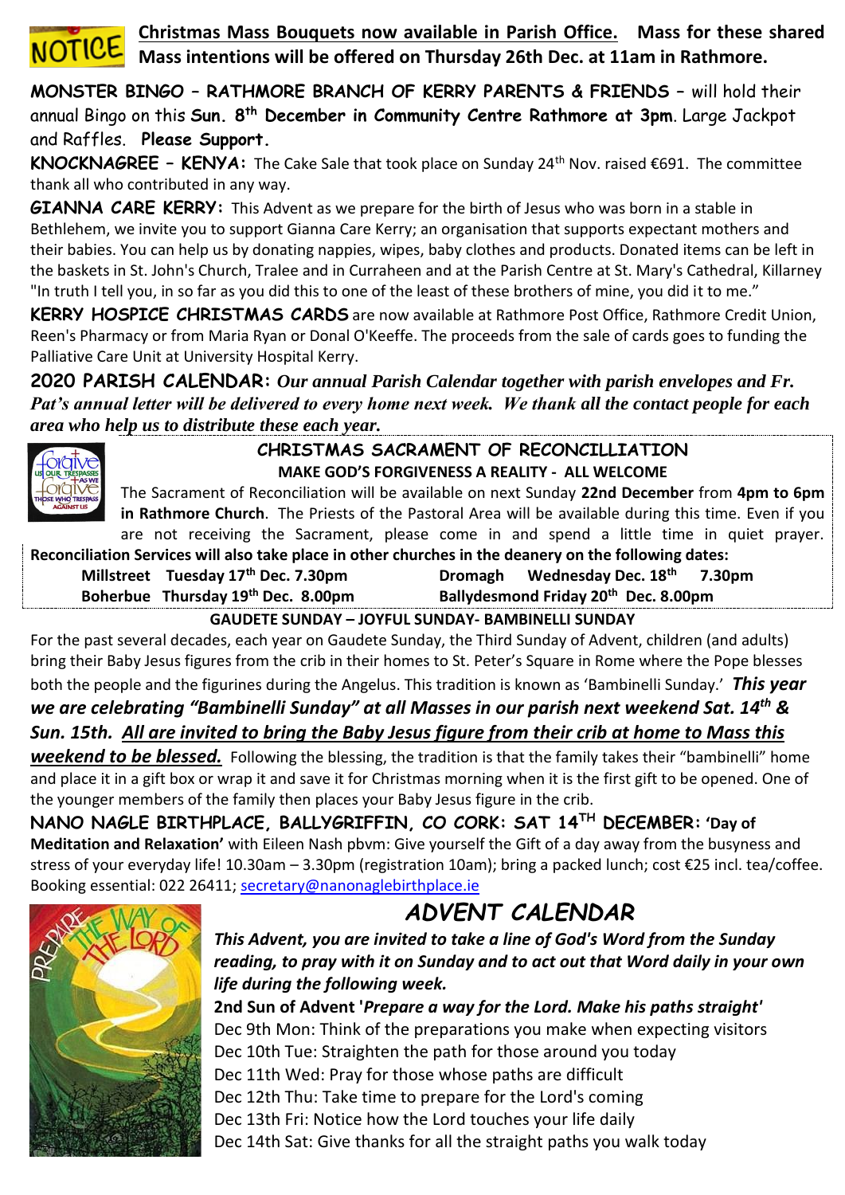NOTICE **Christmas Mass Bouquets now available in Parish Office.** **Mass for these shared Mass intentions will be offered on Thursday 26th Dec. at 11am in Rathmore.**

**MONSTER BINGO – RATHMORE BRANCH OF KERRY PARENTS & FRIENDS –** will hold their annual Bingo on this **Sun. 8th December in Community Centre Rathmore at 3pm**. Large Jackpot and Raffles. **Please Support.**

**KNOCKNAGREE – KENYA:** The Cake Sale that took place on Sunday 24th Nov. raised €691. The committee thank all who contributed in any way.

**GIANNA CARE KERRY:** This Advent as we prepare for the birth of Jesus who was born in a stable in Bethlehem, we invite you to support Gianna Care Kerry; an organisation that supports expectant mothers and their babies. You can help us by donating nappies, wipes, baby clothes and products. Donated items can be left in the baskets in St. John's Church, Tralee and in Curraheen and at the Parish Centre at St. Mary's Cathedral, Killarney "In truth I tell you, in so far as you did this to one of the least of these brothers of mine, you did it to me."

**KERRY HOSPICE CHRISTMAS CARDS** are now available at Rathmore Post Office, Rathmore Credit Union, Reen's Pharmacy or from Maria Ryan or Donal O'Keeffe. The proceeds from the sale of cards goes to funding the Palliative Care Unit at University Hospital Kerry.

**2020 PARISH CALENDAR:** ***Our annual Parish Calendar together with parish envelopes and Fr. Pat's annual letter will be delivered to every home next week. We thank all the contact people for each area who help us to distribute these each year.***

## CHRISTMAS SACRAMENT OF RECONCILLIATION

**MAKE GOD'S FORGIVENESS A REALITY - ALL WELCOME**

The Sacrament of Reconciliation will be available on next Sunday **22nd December** from **4pm to 6pm in Rathmore Church**. The Priests of the Pastoral Area will be available during this time. Even if you are not receiving the Sacrament, please come in and spend a little time in quiet prayer.

**Reconciliation Services will also take place in other churches in the deanery on the following dates:**

**Millstreet Tuesday 17th Dec. 7.30pm**
**Dromagh Wednesday Dec. 18th 7.30pm**
**Boherbue Thursday 19th Dec. 8.00pm**
**Ballydesmond Friday 20th Dec. 8.00pm**

## GAUDETE SUNDAY – JOYFUL SUNDAY- BAMBINELLI SUNDAY

For the past several decades, each year on Gaudete Sunday, the Third Sunday of Advent, children (and adults) bring their Baby Jesus figures from the crib in their homes to St. Peter's Square in Rome where the Pope blesses both the people and the figurines during the Angelus. This tradition is known as 'Bambinelli Sunday.' ***This year we are celebrating "Bambinelli Sunday" at all Masses in our parish next weekend Sat. 14th & Sun. 15th. All are invited to bring the Baby Jesus figure from their crib at home to Mass this weekend to be blessed.*** Following the blessing, the tradition is that the family takes their "bambinelli" home and place it in a gift box or wrap it and save it for Christmas morning when it is the first gift to be opened. One of the younger members of the family then places your Baby Jesus figure in the crib.

**NANO NAGLE BIRTHPLACE, BALLYGRIFFIN, CO CORK: SAT 14TH DECEMBER: 'Day of Meditation and Relaxation'** with Eileen Nash pbvm: Give yourself the Gift of a day away from the busyness and stress of your everyday life! 10.30am – 3.30pm (registration 10am); bring a packed lunch; cost €25 incl. tea/coffee. Booking essential: 022 26411; secretary@nanonaglebirthplace.ie

## ADVENT CALENDAR

***This Advent, you are invited to take a line of God's Word from the Sunday reading, to pray with it on Sunday and to act out that Word daily in your own life during the following week.***

**2nd Sun of Advent '*Prepare a way for the Lord. Make his paths straight*'**

Dec 9th Mon: Think of the preparations you make when expecting visitors
Dec 10th Tue: Straighten the path for those around you today
Dec 11th Wed: Pray for those whose paths are difficult
Dec 12th Thu: Take time to prepare for the Lord's coming
Dec 13th Fri: Notice how the Lord touches your life daily
Dec 14th Sat: Give thanks for all the straight paths you walk today